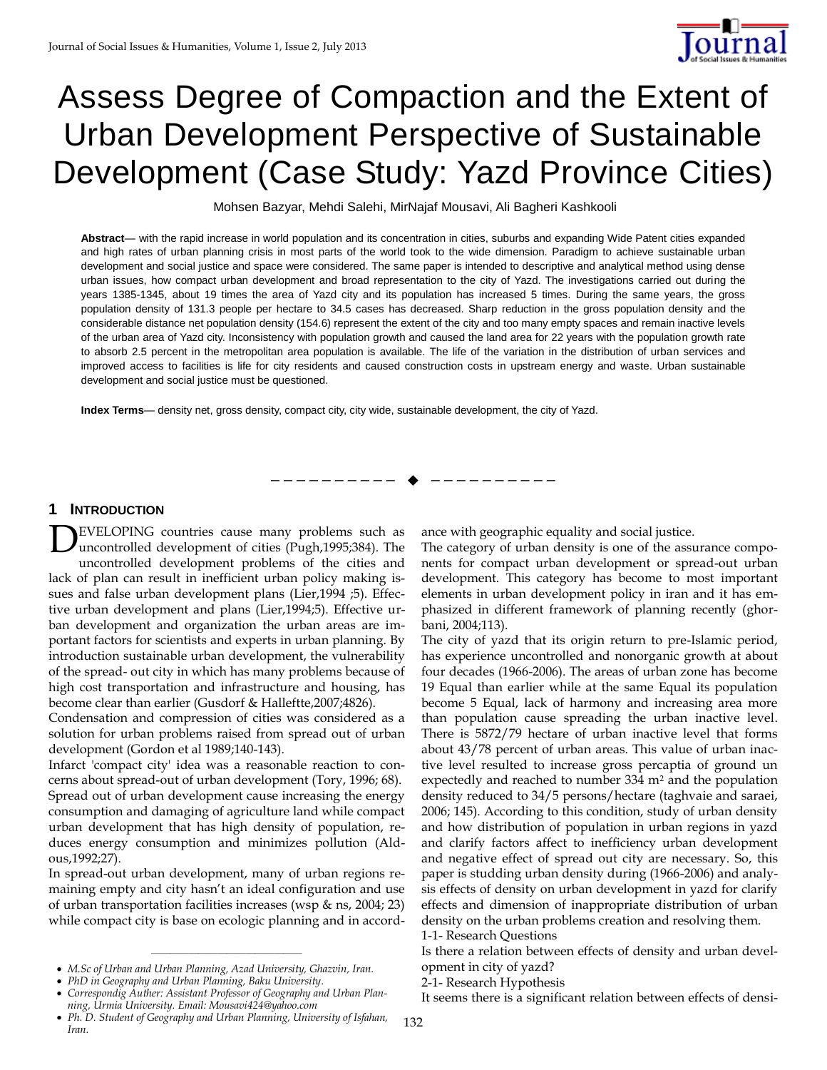# Assess Degree of Compaction and the Extent of Urban Development Perspective of Sustainable Development (Case Study: Yazd Province Cities)

Mohsen Bazyar, Mehdi Salehi, MirNajaf Mousavi, Ali Bagheri Kashkooli

**Abstract**— with the rapid increase in world population and its concentration in cities, suburbs and expanding Wide Patent cities expanded and high rates of urban planning crisis in most parts of the world took to the wide dimension. Paradigm to achieve sustainable urban development and social justice and space were considered. The same paper is intended to descriptive and analytical method using dense urban issues, how compact urban development and broad representation to the city of Yazd. The investigations carried out during the years 1385-1345, about 19 times the area of Yazd city and its population has increased 5 times. During the same years, the gross population density of 131.3 people per hectare to 34.5 cases has decreased. Sharp reduction in the gross population density and the considerable distance net population density (154.6) represent the extent of the city and too many empty spaces and remain inactive levels of the urban area of Yazd city. Inconsistency with population growth and caused the land area for 22 years with the population growth rate to absorb 2.5 percent in the metropolitan area population is available. The life of the variation in the distribution of urban services and improved access to facilities is life for city residents and caused construction costs in upstream energy and waste. Urban sustainable development and social justice must be questioned.

**Index Terms**— density net, gross density, compact city, city wide, sustainable development, the city of Yazd.

---

## 1 Introduction

Developing countries cause many problems such as uncontrolled development of cities (Pugh,1995;384). The uncontrolled development problems of the cities and lack of plan can result in inefficient urban policy making issues and false urban development plans (Lier,1994 ;5). Effective urban development and plans (Lier,1994;5). Effective urban development and organization the urban areas are important factors for scientists and experts in urban planning. By introduction sustainable urban development, the vulnerability of the spread- out city in which has many problems because of high cost transportation and infrastructure and housing, has become clear than earlier (Gusdorf & Halleftte,2007;4826).

Condensation and compression of cities was considered as a solution for urban problems raised from spread out of urban development (Gordon et al 1989;140-143).

Infarct 'compact city' idea was a reasonable reaction to concerns about spread-out of urban development (Tory, 1996; 68). Spread out of urban development cause increasing the energy consumption and damaging of agriculture land while compact urban development that has high density of population, reduces energy consumption and minimizes pollution (Aldous,1992;27).

In spread-out urban development, many of urban regions remaining empty and city hasn't an ideal configuration and use of urban transportation facilities increases (wsp & ns, 2004; 23) while compact city is base on ecologic planning and in accordance with geographic equality and social justice.

The category of urban density is one of the assurance components for compact urban development or spread-out urban development. This category has become to most important elements in urban development policy in iran and it has emphasized in different framework of planning recently (ghorbani, 2004;113).

The city of yazd that its origin return to pre-Islamic period, has experience uncontrolled and nonorganic growth at about four decades (1966-2006). The areas of urban zone has become 19 Equal than earlier while at the same Equal its population become 5 Equal, lack of harmony and increasing area more than population cause spreading the urban inactive level. There is 5872/79 hectare of urban inactive level that forms about 43/78 percent of urban areas. This value of urban inactive level resulted to increase gross percaptia of ground un expectedly and reached to number 334 m² and the population density reduced to 34/5 persons/hectare (taghvaie and saraei, 2006; 145). According to this condition, study of urban density and how distribution of population in urban regions in yazd and clarify factors affect to inefficiency urban development and negative effect of spread out city are necessary. So, this paper is studding urban density during (1966-2006) and analysis effects of density on urban development in yazd for clarify effects and dimension of inappropriate distribution of urban density on the urban problems creation and resolving them.

1-1- Research Questions

Is there a relation between effects of density and urban development in city of yazd?

2-1- Research Hypothesis

It seems there is a significant relation between effects of densi-

---

- *M.Sc of Urban and Urban Planning, Azad University, Ghazvin, Iran.*
- *PhD in Geography and Urban Planning, Baku University.*
- *Correspondig Auther: Assistant Professor of Geography and Urban Planning, Urmia University. Email: Mousavi424@yahoo.com*
- *Ph. D. Student of Geography and Urban Planning, University of Isfahan, Iran.*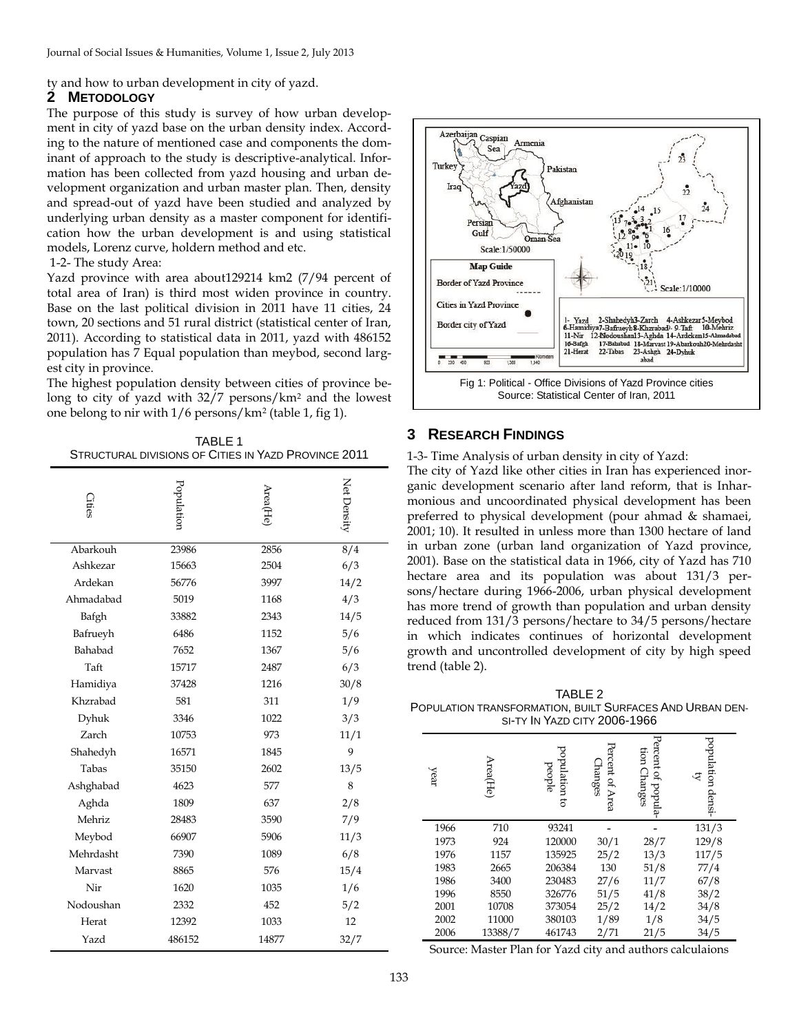ty and how to urban development in city of yazd.

## 2 METODOLOGY

The purpose of this study is survey of how urban development in city of yazd base on the urban density index. According to the nature of mentioned case and components the dominant of approach to the study is descriptive-analytical. Information has been collected from yazd housing and urban development organization and urban master plan. Then, density and spread-out of yazd have been studied and analyzed by underlying urban density as a master component for identification how the urban development is and using statistical models, Lorenz curve, holdern method and etc.

1-2- The study Area:

Yazd province with area about129214 km2 (7/94 percent of total area of Iran) is third most widen province in country. Base on the last political division in 2011 have 11 cities, 24 town, 20 sections and 51 rural district (statistical center of Iran, 2011). According to statistical data in 2011, yazd with 486152 population has 7 Equal population than meybod, second largest city in province.

The highest population density between cities of province belong to city of yazd with 32/7 persons/km$^2$ and the lowest one belong to nir with 1/6 persons/km$^2$ (table 1, fig 1).

TABLE 1
STRUCTURAL DIVISIONS OF CITIES IN YAZD PROVINCE 2011

| Cities | Population | Area(He) | Net Density |
|---|---|---|---|
| Abarkouh | 23986 | 2856 | 8/4 |
| Ashkezar | 15663 | 2504 | 6/3 |
| Ardekan | 56776 | 3997 | 14/2 |
| Ahmadabad | 5019 | 1168 | 4/3 |
| Bafgh | 33882 | 2343 | 14/5 |
| Bafrueyh | 6486 | 1152 | 5/6 |
| Bahabad | 7652 | 1367 | 5/6 |
| Taft | 15717 | 2487 | 6/3 |
| Hamidiya | 37428 | 1216 | 30/8 |
| Khzrabad | 581 | 311 | 1/9 |
| Dyhuk | 3346 | 1022 | 3/3 |
| Zarch | 10753 | 973 | 11/1 |
| Shahedyh | 16571 | 1845 | 9 |
| Tabas | 35150 | 2602 | 13/5 |
| Ashghabad | 4623 | 577 | 8 |
| Aghda | 1809 | 637 | 2/8 |
| Mehriz | 28483 | 3590 | 7/9 |
| Meybod | 66907 | 5906 | 11/3 |
| Mehrdasht | 7390 | 1089 | 6/8 |
| Marvast | 8865 | 576 | 15/4 |
| Nir | 1620 | 1035 | 1/6 |
| Nodoushan | 2332 | 452 | 5/2 |
| Herat | 12392 | 1033 | 12 |
| Yazd | 486152 | 14877 | 32/7 |

Fig 1: Political - Office Divisions of Yazd Province cities
Source: Statistical Center of Iran, 2011

## 3 RESEARCH FINDINGS

1-3- Time Analysis of urban density in city of Yazd:

The city of Yazd like other cities in Iran has experienced inorganic development scenario after land reform, that is Inharmonious and uncoordinated physical development has been preferred to physical development (pour ahmad & shamaei, 2001; 10). It resulted in unless more than 1300 hectare of land in urban zone (urban land organization of Yazd province, 2001). Base on the statistical data in 1966, city of Yazd has 710 hectare area and its population was about 131/3 persons/hectare during 1966-2006, urban physical development has more trend of growth than population and urban density reduced from 131/3 persons/hectare to 34/5 persons/hectare in which indicates continues of horizontal development growth and uncontrolled development of city by high speed trend (table 2).

TABLE 2
POPULATION TRANSFORMATION, BUILT SURFACES AND URBAN DENSITY IN YAZD CITY 2006-1966

| year | Area(He) | population to people | Percent of Area Changes | Percent of population Changes | population density |
|---|---|---|---|---|---|
| 1966 | 710 | 93241 | - | - | 131/3 |
| 1973 | 924 | 120000 | 30/1 | 28/7 | 129/8 |
| 1976 | 1157 | 135925 | 25/2 | 13/3 | 117/5 |
| 1983 | 2665 | 206384 | 130 | 51/8 | 77/4 |
| 1986 | 3400 | 230483 | 27/6 | 11/7 | 67/8 |
| 1996 | 8550 | 326776 | 51/5 | 41/8 | 38/2 |
| 2001 | 10708 | 373054 | 25/2 | 14/2 | 34/8 |
| 2002 | 11000 | 380103 | 1/89 | 1/8 | 34/5 |
| 2006 | 13388/7 | 461743 | 2/71 | 21/5 | 34/5 |

Source: Master Plan for Yazd city and authors calculaions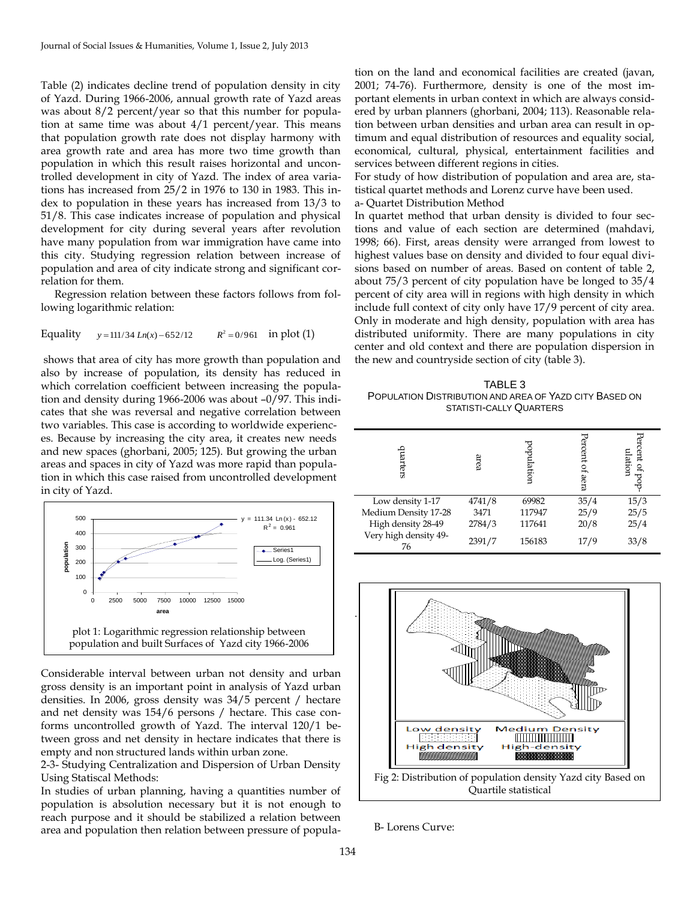Table (2) indicates decline trend of population density in city of Yazd. During 1966-2006, annual growth rate of Yazd areas was about 8/2 percent/year so that this number for population at same time was about 4/1 percent/year. This means that population growth rate does not display harmony with area growth rate and area has more two time growth than population in which this result raises horizontal and uncontrolled development in city of Yazd. The index of area variations has increased from 25/2 in 1976 to 130 in 1983. This index to population in these years has increased from 13/3 to 51/8. This case indicates increase of population and physical development for city during several years after revolution have many population from war immigration have came into this city. Studying regression relation between increase of population and area of city indicate strong and significant correlation for them.

Regression relation between these factors follows from following logarithmic relation:

Equality $y = 111/34\,Ln(x) - 652/12 \qquad R^2 = 0/961$ in plot (1)

shows that area of city has more growth than population and also by increase of population, its density has reduced in which correlation coefficient between increasing the population and density during 1966-2006 was about –0/97. This indicates that she was reversal and negative correlation between two variables. This case is according to worldwide experiences. Because by increasing the city area, it creates new needs and new spaces (ghorbani, 2005; 125). But growing the urban areas and spaces in city of Yazd was more rapid than population in which this case raised from uncontrolled development in city of Yazd.

plot 1: Logarithmic regression relationship between population and built Surfaces of Yazd city 1966-2006

Considerable interval between urban not density and urban gross density is an important point in analysis of Yazd urban densities. In 2006, gross density was 34/5 percent / hectare and net density was 154/6 persons / hectare. This case conforms uncontrolled growth of Yazd. The interval 120/1 between gross and net density in hectare indicates that there is empty and non structured lands within urban zone.

2-3- Studying Centralization and Dispersion of Urban Density Using Statiscal Methods:

In studies of urban planning, having a quantities number of population is absolution necessary but it is not enough to reach purpose and it should be stabilized a relation between area and population then relation between pressure of population on the land and economical facilities are created (javan, 2001; 74-76). Furthermore, density is one of the most important elements in urban context in which are always considered by urban planners (ghorbani, 2004; 113). Reasonable relation between urban densities and urban area can result in optimum and equal distribution of resources and equality social, economical, cultural, physical, entertainment facilities and services between different regions in cities.

For study of how distribution of population and area are, statistical quartet methods and Lorenz curve have been used.

a- Quartet Distribution Method

In quartet method that urban density is divided to four sections and value of each section are determined (mahdavi, 1998; 66). First, areas density were arranged from lowest to highest values base on density and divided to four equal divisions based on number of areas. Based on content of table 2, about 75/3 percent of city population have be longed to 35/4 percent of city area will in regions with high density in which include full context of city only have 17/9 percent of city area. Only in moderate and high density, population with area has distributed uniformity. There are many populations in city center and old context and there are population dispersion in the new and countryside section of city (table 3).

TABLE 3
POPULATION DISTRIBUTION AND AREA OF YAZD CITY BASED ON STATISTI-CALLY QUARTERS

| quarters | area | population | Percent of aera | Percent of population |
|---|---|---|---|---|
| Low density 1-17 | 4741/8 | 69982 | 35/4 | 15/3 |
| Medium Density 17-28 | 3471 | 117947 | 25/9 | 25/5 |
| High density 28-49 | 2784/3 | 117641 | 20/8 | 25/4 |
| Very high density 49-76 | 2391/7 | 156183 | 17/9 | 33/8 |

Fig 2: Distribution of population density Yazd city Based on Quartile statistical

B- Lorens Curve: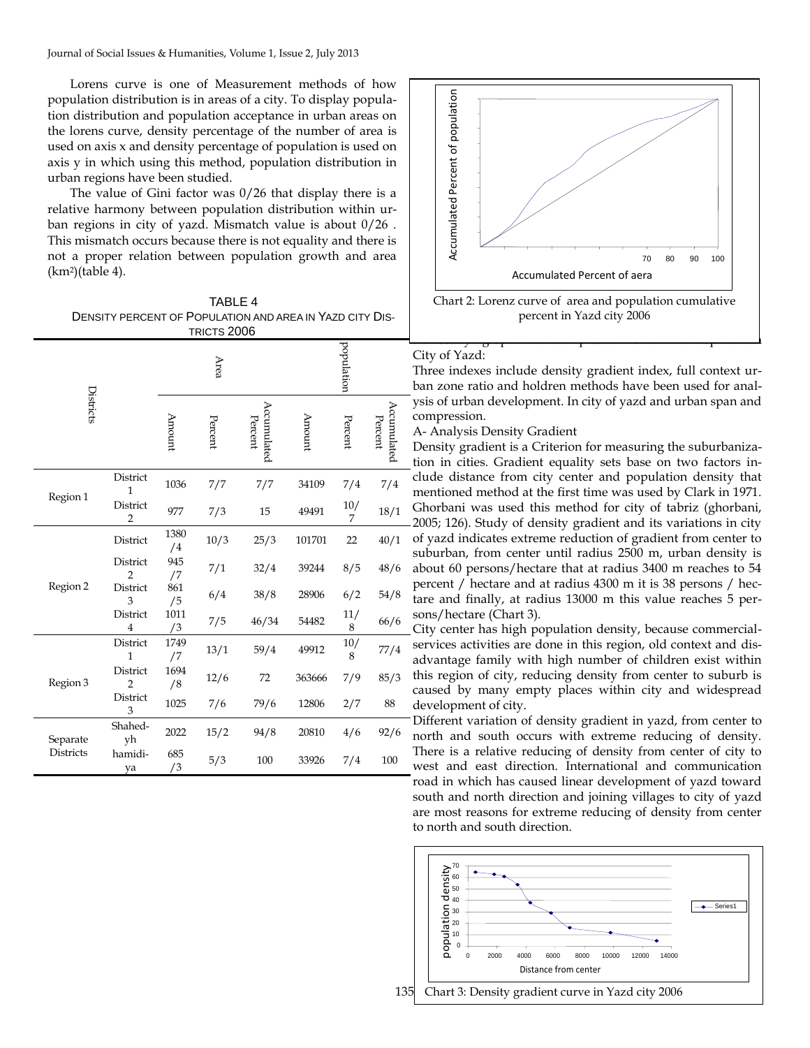Lorens curve is one of Measurement methods of how population distribution is in areas of a city. To display population distribution and population acceptance in urban areas on the lorens curve, density percentage of the number of area is used on axis x and density percentage of population is used on axis y in which using this method, population distribution in urban regions have been studied.

The value of Gini factor was 0/26 that display there is a relative harmony between population distribution within urban regions in city of yazd. Mismatch value is about 0/26 . This mismatch occurs because there is not equality and there is not a proper relation between population growth and area (km²)(table 4).

TABLE 4
DENSITY PERCENT OF POPULATION AND AREA IN YAZD CITY DISTRICTS 2006

| Districts | | Area | | | population | | |
|---|---|---|---|---|---|---|---|
| | | Amount | Percent | Accumulated Percent | Amount | Percent | Accumulated Percent |
| Region 1 | District 1 | 1036 | 7/7 | 7/7 | 34109 | 7/4 | 7/4 |
| | District 2 | 977 | 7/3 | 15 | 49491 | 10/7 | 18/1 |
| Region 2 | District | 1380/4 | 10/3 | 25/3 | 101701 | 22 | 40/1 |
| | District 2 | 945/7 | 7/1 | 32/4 | 39244 | 8/5 | 48/6 |
| | District 3 | 861/5 | 6/4 | 38/8 | 28906 | 6/2 | 54/8 |
| | District 4 | 1011/3 | 7/5 | 46/34 | 54482 | 11/8 | 66/6 |
| Region 3 | District 1 | 1749/7 | 13/1 | 59/4 | 49912 | 10/8 | 77/4 |
| | District 2 | 1694/8 | 12/6 | 72 | 363666 | 7/9 | 85/3 |
| | District 3 | 1025 | 7/6 | 79/6 | 12806 | 2/7 | 88 |
| Separate Districts | Shahed-yh | 2022 | 15/2 | 94/8 | 20810 | 4/6 | 92/6 |
| | hamidi-ya | 685/3 | 5/3 | 100 | 33926 | 7/4 | 100 |

Chart 2: Lorenz curve of area and population cumulative percent in Yazd city 2006

City of Yazd:

Three indexes include density gradient index, full context urban zone ratio and holdren methods have been used for analysis of urban development. In city of yazd and urban span and compression.

A- Analysis Density Gradient

Density gradient is a Criterion for measuring the suburbanization in cities. Gradient equality sets base on two factors include distance from city center and population density that mentioned method at the first time was used by Clark in 1971. Ghorbani was used this method for city of tabriz (ghorbani, 2005; 126). Study of density gradient and its variations in city of yazd indicates extreme reduction of gradient from center to suburban, from center until radius 2500 m, urban density is about 60 persons/hectare that at radius 3400 m reaches to 54 percent / hectare and at radius 4300 m it is 38 persons / hectare and finally, at radius 13000 m this value reaches 5 persons/hectare (Chart 3).

City center has high population density, because commercial-services activities are done in this region, old context and disadvantage family with high number of children exist within this region of city, reducing density from center to suburb is caused by many empty places within city and widespread development of city.

Different variation of density gradient in yazd, from center to north and south occurs with extreme reducing of density. There is a relative reducing of density from center of city to west and east direction. International and communication road in which has caused linear development of yazd toward south and north direction and joining villages to city of yazd are most reasons for extreme reducing of density from center to north and south direction.

Chart 3: Density gradient curve in Yazd city 2006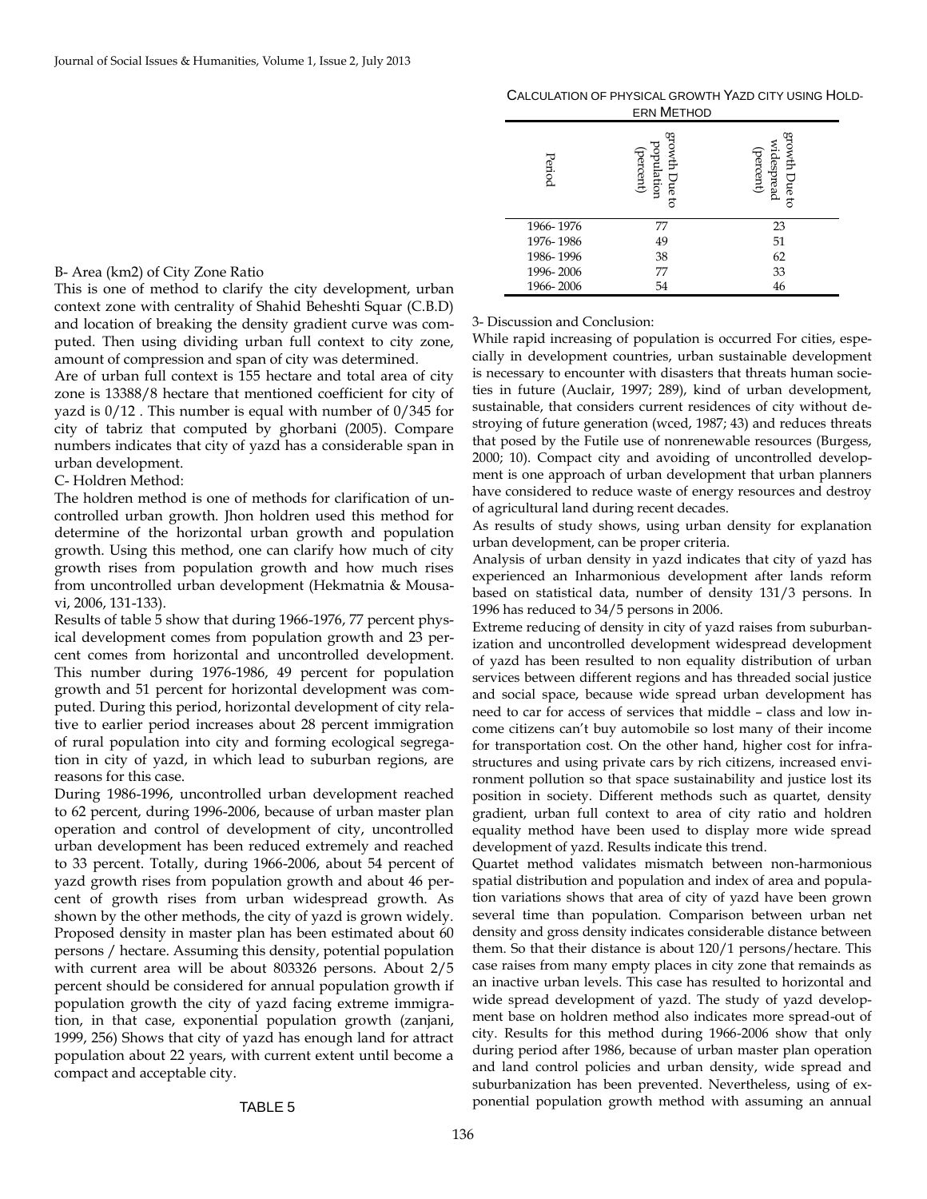B- Area (km2) of City Zone Ratio

This is one of method to clarify the city development, urban context zone with centrality of Shahid Beheshti Squar (C.B.D) and location of breaking the density gradient curve was computed. Then using dividing urban full context to city zone, amount of compression and span of city was determined.

Are of urban full context is 155 hectare and total area of city zone is 13388/8 hectare that mentioned coefficient for city of yazd is 0/12 . This number is equal with number of 0/345 for city of tabriz that computed by ghorbani (2005). Compare numbers indicates that city of yazd has a considerable span in urban development.

C- Holdren Method:

The holdren method is one of methods for clarification of uncontrolled urban growth. Jhon holdren used this method for determine of the horizontal urban growth and population growth. Using this method, one can clarify how much of city growth rises from population growth and how much rises from uncontrolled urban development (Hekmatnia & Mousavi, 2006, 131-133).

Results of table 5 show that during 1966-1976, 77 percent physical development comes from population growth and 23 percent comes from horizontal and uncontrolled development. This number during 1976-1986, 49 percent for population growth and 51 percent for horizontal development was computed. During this period, horizontal development of city relative to earlier period increases about 28 percent immigration of rural population into city and forming ecological segregation in city of yazd, in which lead to suburban regions, are reasons for this case.

During 1986-1996, uncontrolled urban development reached to 62 percent, during 1996-2006, because of urban master plan operation and control of development of city, uncontrolled urban development has been reduced extremely and reached to 33 percent. Totally, during 1966-2006, about 54 percent of yazd growth rises from population growth and about 46 percent of growth rises from urban widespread growth. As shown by the other methods, the city of yazd is grown widely. Proposed density in master plan has been estimated about 60 persons / hectare. Assuming this density, potential population with current area will be about 803326 persons. About 2/5 percent should be considered for annual population growth if population growth the city of yazd facing extreme immigration, in that case, exponential population growth (zanjani, 1999, 256) Shows that city of yazd has enough land for attract population about 22 years, with current extent until become a compact and acceptable city.

TABLE 5

CALCULATION OF PHYSICAL GROWTH YAZD CITY USING HOLDERN METHOD

| Period | growth Due to population (percent) | growth Due to widespread (percent) |
|---|---|---|
| 1966- 1976 | 77 | 23 |
| 1976- 1986 | 49 | 51 |
| 1986- 1996 | 38 | 62 |
| 1996- 2006 | 77 | 33 |
| 1966- 2006 | 54 | 46 |

3- Discussion and Conclusion:

While rapid increasing of population is occurred For cities, especially in development countries, urban sustainable development is necessary to encounter with disasters that threats human societies in future (Auclair, 1997; 289), kind of urban development, sustainable, that considers current residences of city without destroying of future generation (wced, 1987; 43) and reduces threats that posed by the Futile use of nonrenewable resources (Burgess, 2000; 10). Compact city and avoiding of uncontrolled development is one approach of urban development that urban planners have considered to reduce waste of energy resources and destroy of agricultural land during recent decades.

As results of study shows, using urban density for explanation urban development, can be proper criteria.

Analysis of urban density in yazd indicates that city of yazd has experienced an Inharmonious development after lands reform based on statistical data, number of density 131/3 persons. In 1996 has reduced to 34/5 persons in 2006.

Extreme reducing of density in city of yazd raises from suburbanization and uncontrolled development widespread development of yazd has been resulted to non equality distribution of urban services between different regions and has threaded social justice and social space, because wide spread urban development has need to car for access of services that middle – class and low income citizens can't buy automobile so lost many of their income for transportation cost. On the other hand, higher cost for infrastructures and using private cars by rich citizens, increased environment pollution so that space sustainability and justice lost its position in society. Different methods such as quartet, density gradient, urban full context to area of city ratio and holdren equality method have been used to display more wide spread development of yazd. Results indicate this trend.

Quartet method validates mismatch between non-harmonious spatial distribution and population and index of area and population variations shows that area of city of yazd have been grown several time than population. Comparison between urban net density and gross density indicates considerable distance between them. So that their distance is about 120/1 persons/hectare. This case raises from many empty places in city zone that remains as an inactive urban levels. This case has resulted to horizontal and wide spread development of yazd. The study of yazd development base on holdren method also indicates more spread-out of city. Results for this method during 1966-2006 show that only during period after 1986, because of urban master plan operation and land control policies and urban density, wide spread and suburbanization has been prevented. Nevertheless, using of exponential population growth method with assuming an annual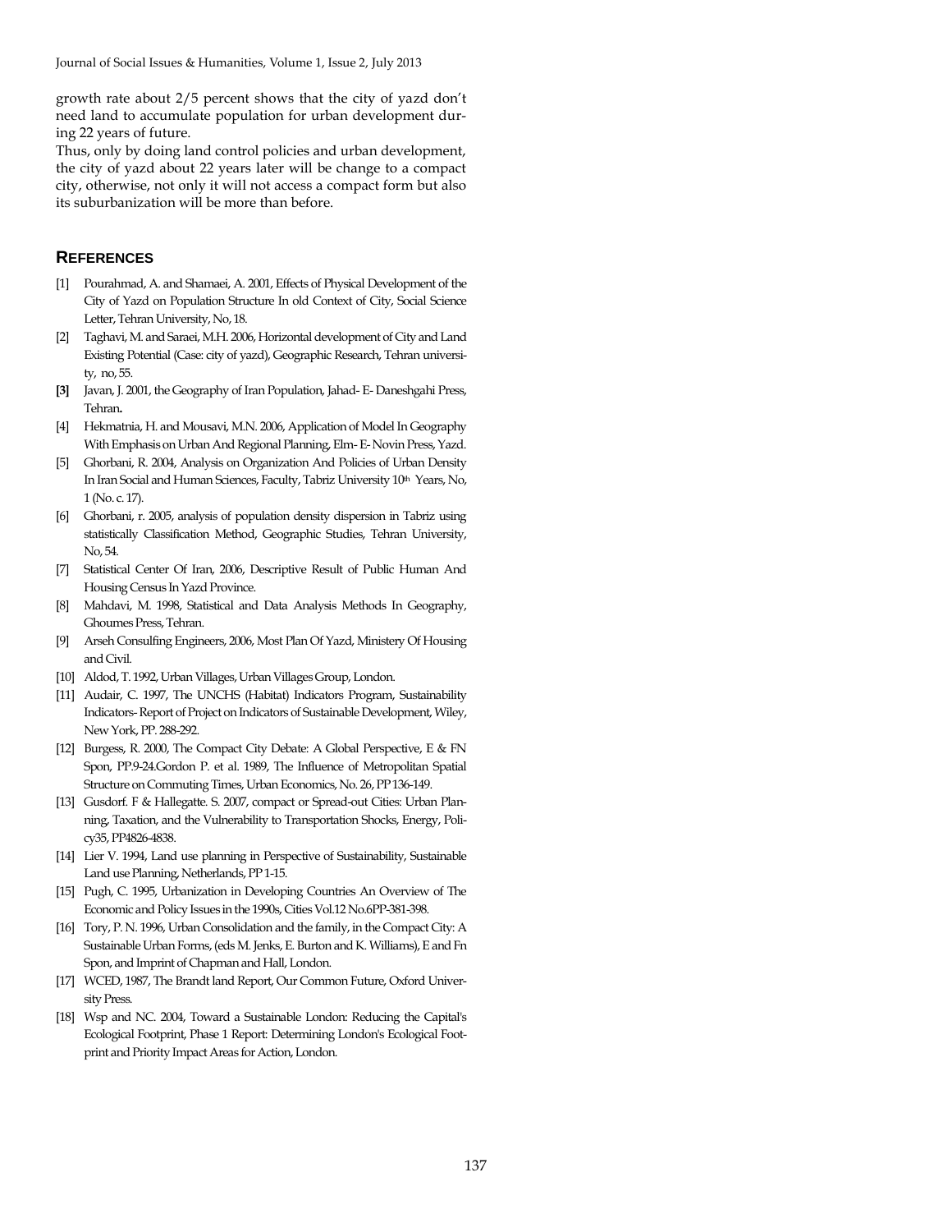growth rate about 2/5 percent shows that the city of yazd don't need land to accumulate population for urban development during 22 years of future.

Thus, only by doing land control policies and urban development, the city of yazd about 22 years later will be change to a compact city, otherwise, not only it will not access a compact form but also its suburbanization will be more than before.

## REFERENCES

[1] Pourahmad, A. and Shamaei, A. 2001, Effects of Physical Development of the City of Yazd on Population Structure In old Context of City, Social Science Letter, Tehran University, No, 18.

[2] Taghavi, M. and Saraei, M.H. 2006, Horizontal development of City and Land Existing Potential (Case: city of yazd), Geographic Research, Tehran university, no, 55.

**[3]** Javan, J. 2001, the Geography of Iran Population, Jahad- E- Daneshgahi Press, Tehran**.**

[4] Hekmatnia, H. and Mousavi, M.N. 2006, Application of Model In Geography With Emphasis on Urban And Regional Planning, Elm- E- Novin Press, Yazd.

[5] Ghorbani, R. 2004, Analysis on Organization And Policies of Urban Density In Iran Social and Human Sciences, Faculty, Tabriz University 10th Years, No, 1 (No. c. 17).

[6] Ghorbani, r. 2005, analysis of population density dispersion in Tabriz using statistically Classification Method, Geographic Studies, Tehran University, No, 54.

[7] Statistical Center Of Iran, 2006, Descriptive Result of Public Human And Housing Census In Yazd Province.

[8] Mahdavi, M. 1998, Statistical and Data Analysis Methods In Geography, Ghoumes Press, Tehran.

[9] Arseh Consulfing Engineers, 2006, Most Plan Of Yazd, Ministery Of Housing and Civil.

[10] Aldod, T. 1992, Urban Villages, Urban Villages Group, London.

[11] Audair, C. 1997, The UNCHS (Habitat) Indicators Program, Sustainability Indicators- Report of Project on Indicators of Sustainable Development, Wiley, New York, PP. 288-292.

[12] Burgess, R. 2000, The Compact City Debate: A Global Perspective, E & FN Spon, PP.9-24.Gordon P. et al. 1989, The Influence of Metropolitan Spatial Structure on Commuting Times, Urban Economics, No. 26, PP 136-149.

[13] Gusdorf. F & Hallegatte. S. 2007, compact or Spread-out Cities: Urban Planning, Taxation, and the Vulnerability to Transportation Shocks, Energy, Policy35, PP4826-4838.

[14] Lier V. 1994, Land use planning in Perspective of Sustainability, Sustainable Land use Planning, Netherlands, PP 1-15.

[15] Pugh, C. 1995, Urbanization in Developing Countries An Overview of The Economic and Policy Issues in the 1990s, Cities Vol.12 No.6PP-381-398.

[16] Tory, P. N. 1996, Urban Consolidation and the family, in the Compact City: A Sustainable Urban Forms, (eds M. Jenks, E. Burton and K. Williams), E and Fn Spon, and Imprint of Chapman and Hall, London.

[17] WCED, 1987, The Brandt land Report, Our Common Future, Oxford University Press.

[18] Wsp and NC. 2004, Toward a Sustainable London: Reducing the Capital's Ecological Footprint, Phase 1 Report: Determining London's Ecological Footprint and Priority Impact Areas for Action, London.